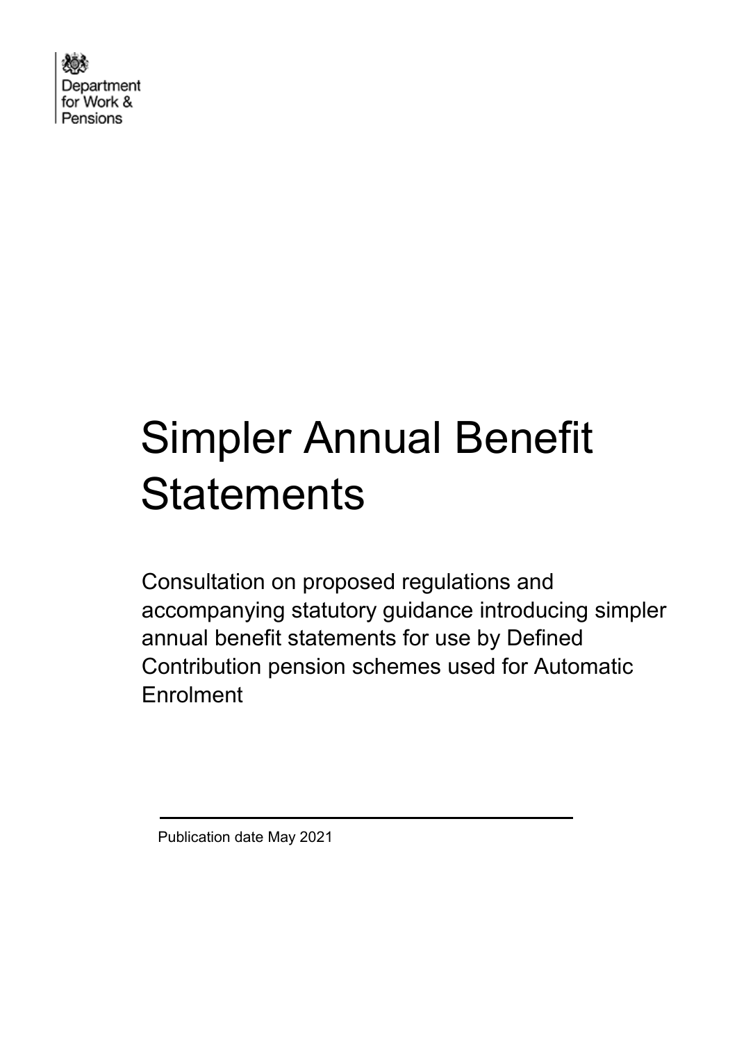Department for Work & Pensions

# Simpler Annual Benefit Statements

Consultation on proposed regulations and accompanying statutory guidance introducing simpler annual benefit statements for use by Defined Contribution pension schemes used for Automatic Enrolment

Publication date May 2021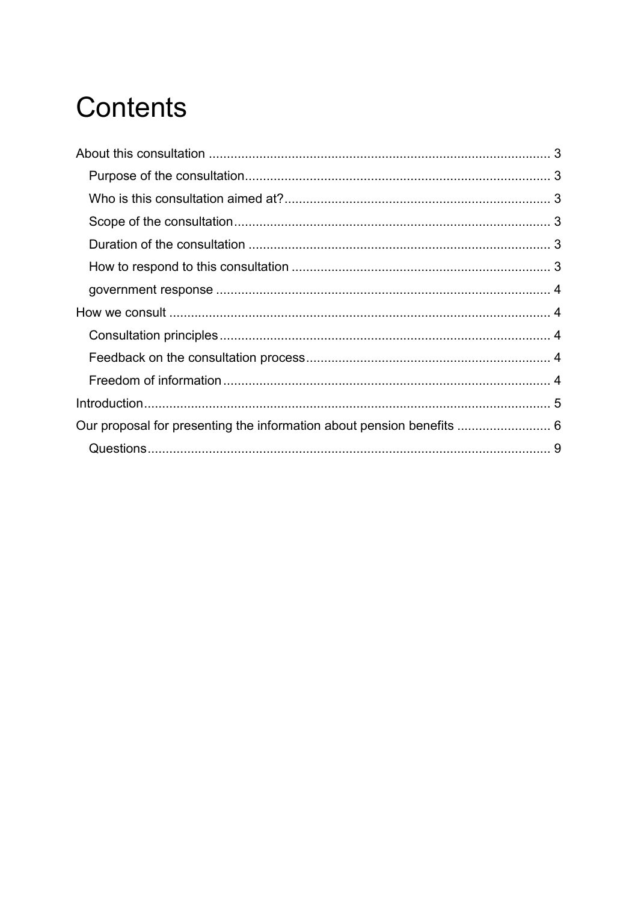# Contents

About this consultation .......... 3

- Purpose of the consultation .......... 3
- Who is this consultation aimed at? .......... 3
- Scope of the consultation .......... 3
- Duration of the consultation .......... 3
- How to respond to this consultation .......... 3
- government response .......... 4

How we consult .......... 4

- Consultation principles .......... 4
- Feedback on the consultation process .......... 4
- Freedom of information .......... 4

Introduction .......... 5

Our proposal for presenting the information about pension benefits .......... 6

- Questions .......... 9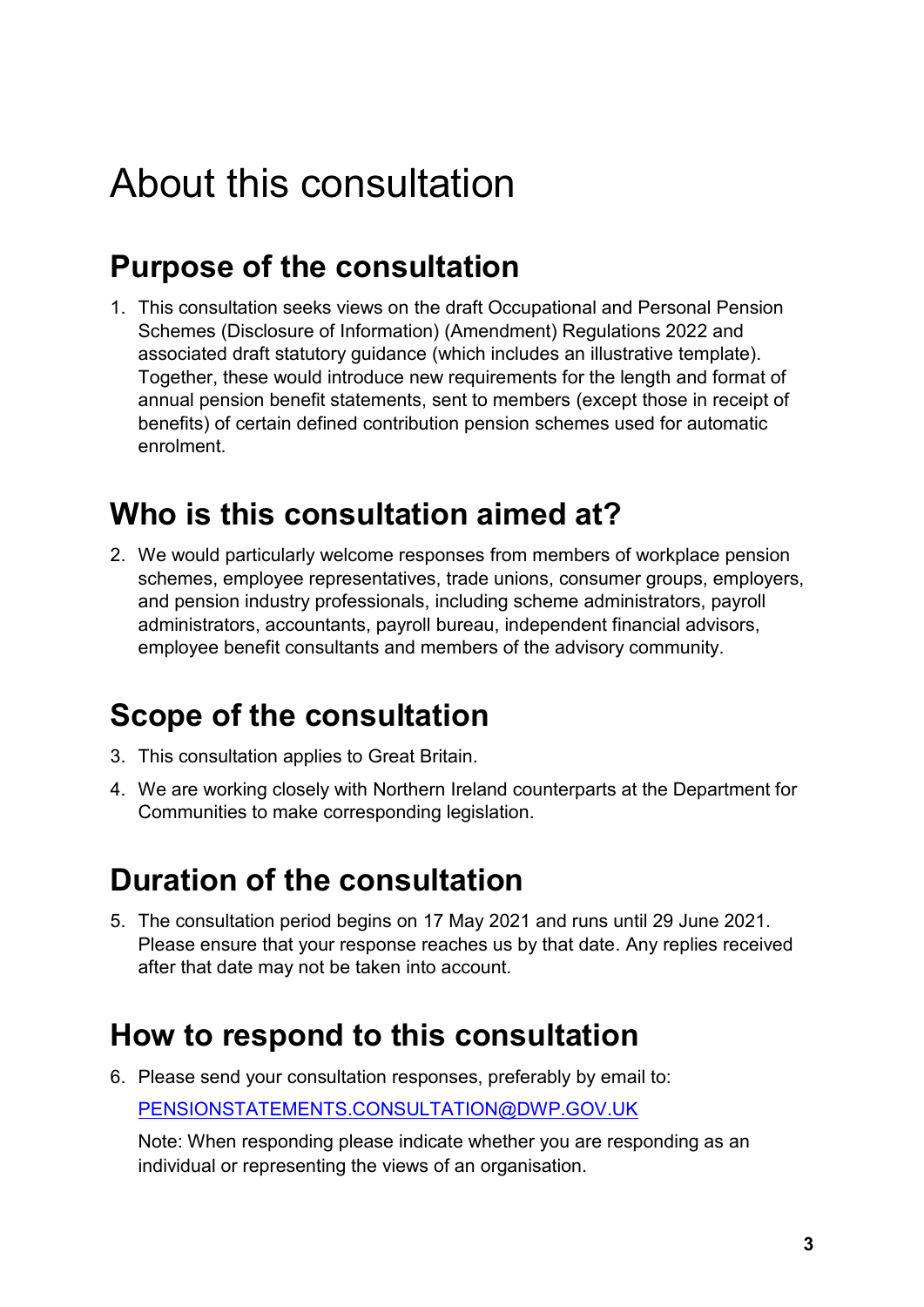# About this consultation

## Purpose of the consultation

1. This consultation seeks views on the draft Occupational and Personal Pension Schemes (Disclosure of Information) (Amendment) Regulations 2022 and associated draft statutory guidance (which includes an illustrative template). Together, these would introduce new requirements for the length and format of annual pension benefit statements, sent to members (except those in receipt of benefits) of certain defined contribution pension schemes used for automatic enrolment.

## Who is this consultation aimed at?

2. We would particularly welcome responses from members of workplace pension schemes, employee representatives, trade unions, consumer groups, employers, and pension industry professionals, including scheme administrators, payroll administrators, accountants, payroll bureau, independent financial advisors, employee benefit consultants and members of the advisory community.

## Scope of the consultation

3. This consultation applies to Great Britain.
4. We are working closely with Northern Ireland counterparts at the Department for Communities to make corresponding legislation.

## Duration of the consultation

5. The consultation period begins on 17 May 2021 and runs until 29 June 2021. Please ensure that your response reaches us by that date. Any replies received after that date may not be taken into account.

## How to respond to this consultation

6. Please send your consultation responses, preferably by email to:

   PENSIONSTATEMENTS.CONSULTATION@DWP.GOV.UK

   Note: When responding please indicate whether you are responding as an individual or representing the views of an organisation.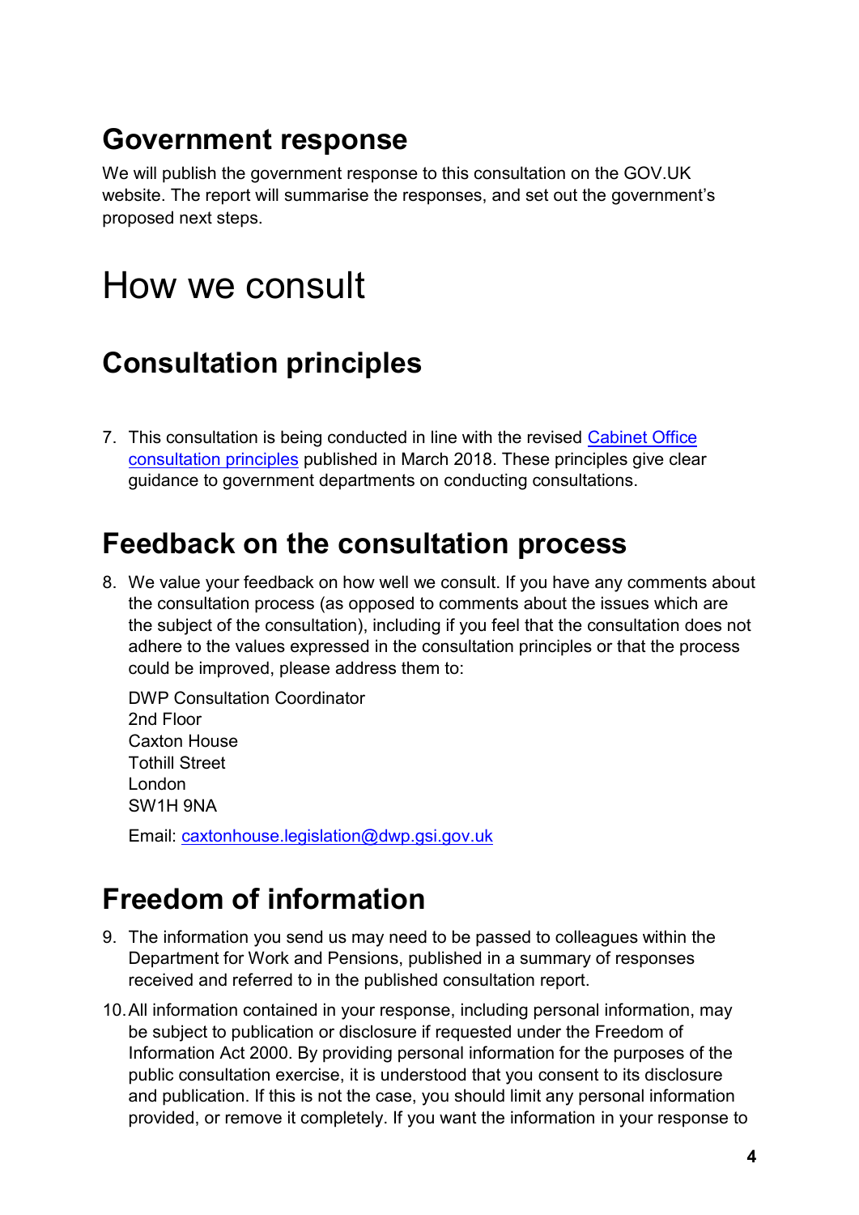## Government response

We will publish the government response to this consultation on the GOV.UK website. The report will summarise the responses, and set out the government's proposed next steps.

# How we consult

## Consultation principles

7. This consultation is being conducted in line with the revised [Cabinet Office consultation principles](#) published in March 2018. These principles give clear guidance to government departments on conducting consultations.

## Feedback on the consultation process

8. We value your feedback on how well we consult. If you have any comments about the consultation process (as opposed to comments about the issues which are the subject of the consultation), including if you feel that the consultation does not adhere to the values expressed in the consultation principles or that the process could be improved, please address them to:

   DWP Consultation Coordinator
   2nd Floor
   Caxton House
   Tothill Street
   London
   SW1H 9NA

   Email: [caxtonhouse.legislation@dwp.gsi.gov.uk](mailto:caxtonhouse.legislation@dwp.gsi.gov.uk)

## Freedom of information

9. The information you send us may need to be passed to colleagues within the Department for Work and Pensions, published in a summary of responses received and referred to in the published consultation report.

10. All information contained in your response, including personal information, may be subject to publication or disclosure if requested under the Freedom of Information Act 2000. By providing personal information for the purposes of the public consultation exercise, it is understood that you consent to its disclosure and publication. If this is not the case, you should limit any personal information provided, or remove it completely. If you want the information in your response to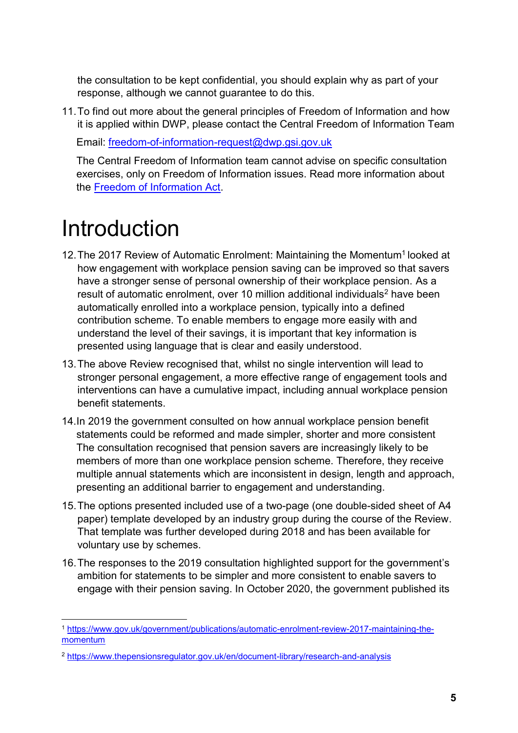the consultation to be kept confidential, you should explain why as part of your response, although we cannot guarantee to do this.

11. To find out more about the general principles of Freedom of Information and how it is applied within DWP, please contact the Central Freedom of Information Team

    Email: [freedom-of-information-request@dwp.gsi.gov.uk](mailto:freedom-of-information-request@dwp.gsi.gov.uk)

    The Central Freedom of Information team cannot advise on specific consultation exercises, only on Freedom of Information issues. Read more information about the [Freedom of Information Act](#).

# Introduction

12. The 2017 Review of Automatic Enrolment: Maintaining the Momentum[1] looked at how engagement with workplace pension saving can be improved so that savers have a stronger sense of personal ownership of their workplace pension. As a result of automatic enrolment, over 10 million additional individuals[2] have been automatically enrolled into a workplace pension, typically into a defined contribution scheme. To enable members to engage more easily with and understand the level of their savings, it is important that key information is presented using language that is clear and easily understood.

13. The above Review recognised that, whilst no single intervention will lead to stronger personal engagement, a more effective range of engagement tools and interventions can have a cumulative impact, including annual workplace pension benefit statements.

14. In 2019 the government consulted on how annual workplace pension benefit statements could be reformed and made simpler, shorter and more consistent The consultation recognised that pension savers are increasingly likely to be members of more than one workplace pension scheme. Therefore, they receive multiple annual statements which are inconsistent in design, length and approach, presenting an additional barrier to engagement and understanding.

15. The options presented included use of a two-page (one double-sided sheet of A4 paper) template developed by an industry group during the course of the Review. That template was further developed during 2018 and has been available for voluntary use by schemes.

16. The responses to the 2019 consultation highlighted support for the government's ambition for statements to be simpler and more consistent to enable savers to engage with their pension saving. In October 2020, the government published its

---

[1] https://www.gov.uk/government/publications/automatic-enrolment-review-2017-maintaining-the-momentum

[2] https://www.thepensionsregulator.gov.uk/en/document-library/research-and-analysis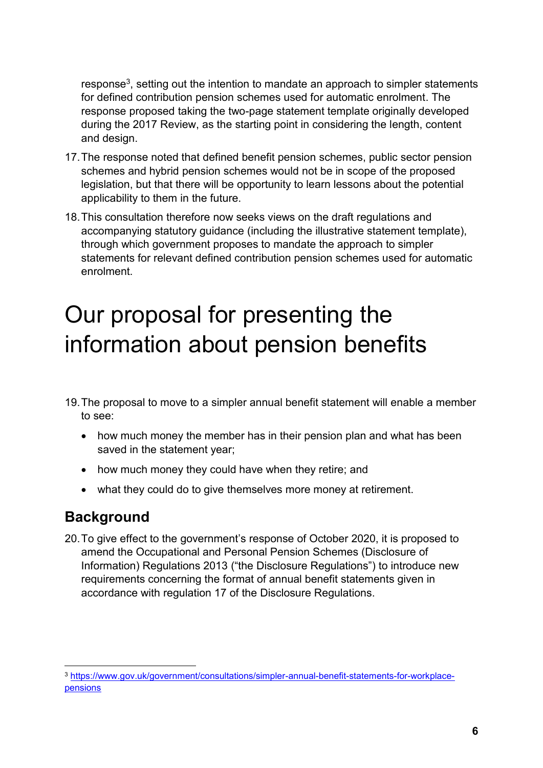response[3], setting out the intention to mandate an approach to simpler statements for defined contribution pension schemes used for automatic enrolment. The response proposed taking the two-page statement template originally developed during the 2017 Review, as the starting point in considering the length, content and design.

17. The response noted that defined benefit pension schemes, public sector pension schemes and hybrid pension schemes would not be in scope of the proposed legislation, but that there will be opportunity to learn lessons about the potential applicability to them in the future.

18. This consultation therefore now seeks views on the draft regulations and accompanying statutory guidance (including the illustrative statement template), through which government proposes to mandate the approach to simpler statements for relevant defined contribution pension schemes used for automatic enrolment.

# Our proposal for presenting the information about pension benefits

19. The proposal to move to a simpler annual benefit statement will enable a member to see:

    - how much money the member has in their pension plan and what has been saved in the statement year;
    - how much money they could have when they retire; and
    - what they could do to give themselves more money at retirement.

## Background

20. To give effect to the government's response of October 2020, it is proposed to amend the Occupational and Personal Pension Schemes (Disclosure of Information) Regulations 2013 ("the Disclosure Regulations") to introduce new requirements concerning the format of annual benefit statements given in accordance with regulation 17 of the Disclosure Regulations.

[3] https://www.gov.uk/government/consultations/simpler-annual-benefit-statements-for-workplace-pensions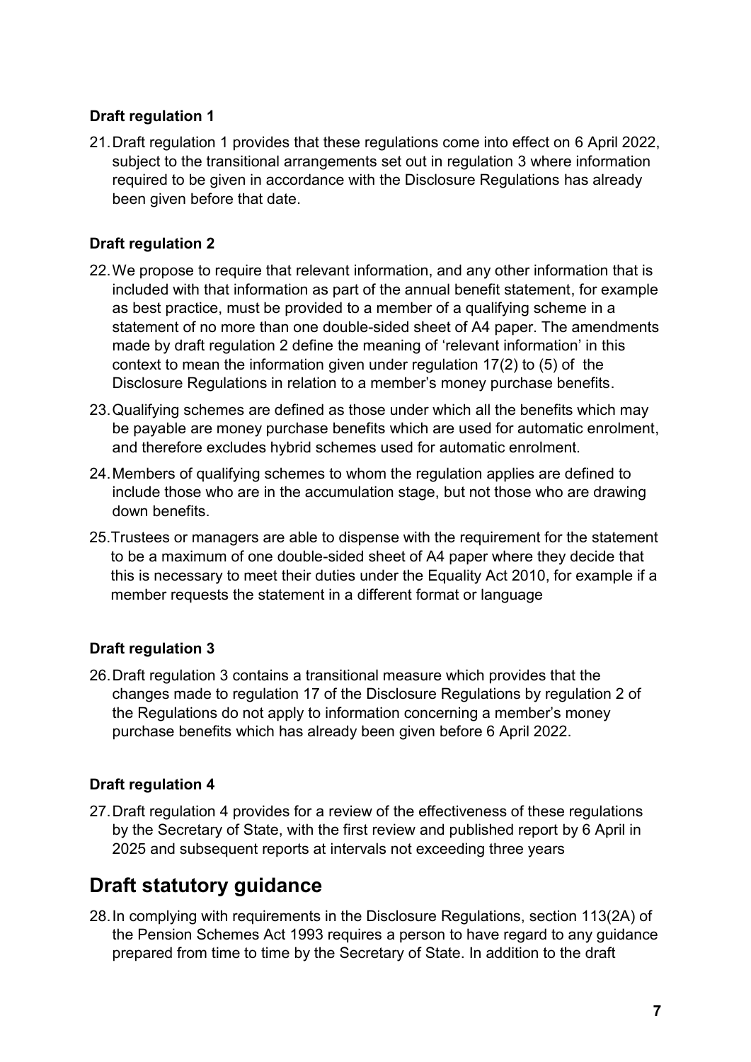### Draft regulation 1

21. Draft regulation 1 provides that these regulations come into effect on 6 April 2022, subject to the transitional arrangements set out in regulation 3 where information required to be given in accordance with the Disclosure Regulations has already been given before that date.

### Draft regulation 2

22. We propose to require that relevant information, and any other information that is included with that information as part of the annual benefit statement, for example as best practice, must be provided to a member of a qualifying scheme in a statement of no more than one double-sided sheet of A4 paper. The amendments made by draft regulation 2 define the meaning of 'relevant information' in this context to mean the information given under regulation 17(2) to (5) of the Disclosure Regulations in relation to a member's money purchase benefits.

23. Qualifying schemes are defined as those under which all the benefits which may be payable are money purchase benefits which are used for automatic enrolment, and therefore excludes hybrid schemes used for automatic enrolment.

24. Members of qualifying schemes to whom the regulation applies are defined to include those who are in the accumulation stage, but not those who are drawing down benefits.

25. Trustees or managers are able to dispense with the requirement for the statement to be a maximum of one double-sided sheet of A4 paper where they decide that this is necessary to meet their duties under the Equality Act 2010, for example if a member requests the statement in a different format or language

### Draft regulation 3

26. Draft regulation 3 contains a transitional measure which provides that the changes made to regulation 17 of the Disclosure Regulations by regulation 2 of the Regulations do not apply to information concerning a member's money purchase benefits which has already been given before 6 April 2022.

### Draft regulation 4

27. Draft regulation 4 provides for a review of the effectiveness of these regulations by the Secretary of State, with the first review and published report by 6 April in 2025 and subsequent reports at intervals not exceeding three years

## Draft statutory guidance

28. In complying with requirements in the Disclosure Regulations, section 113(2A) of the Pension Schemes Act 1993 requires a person to have regard to any guidance prepared from time to time by the Secretary of State. In addition to the draft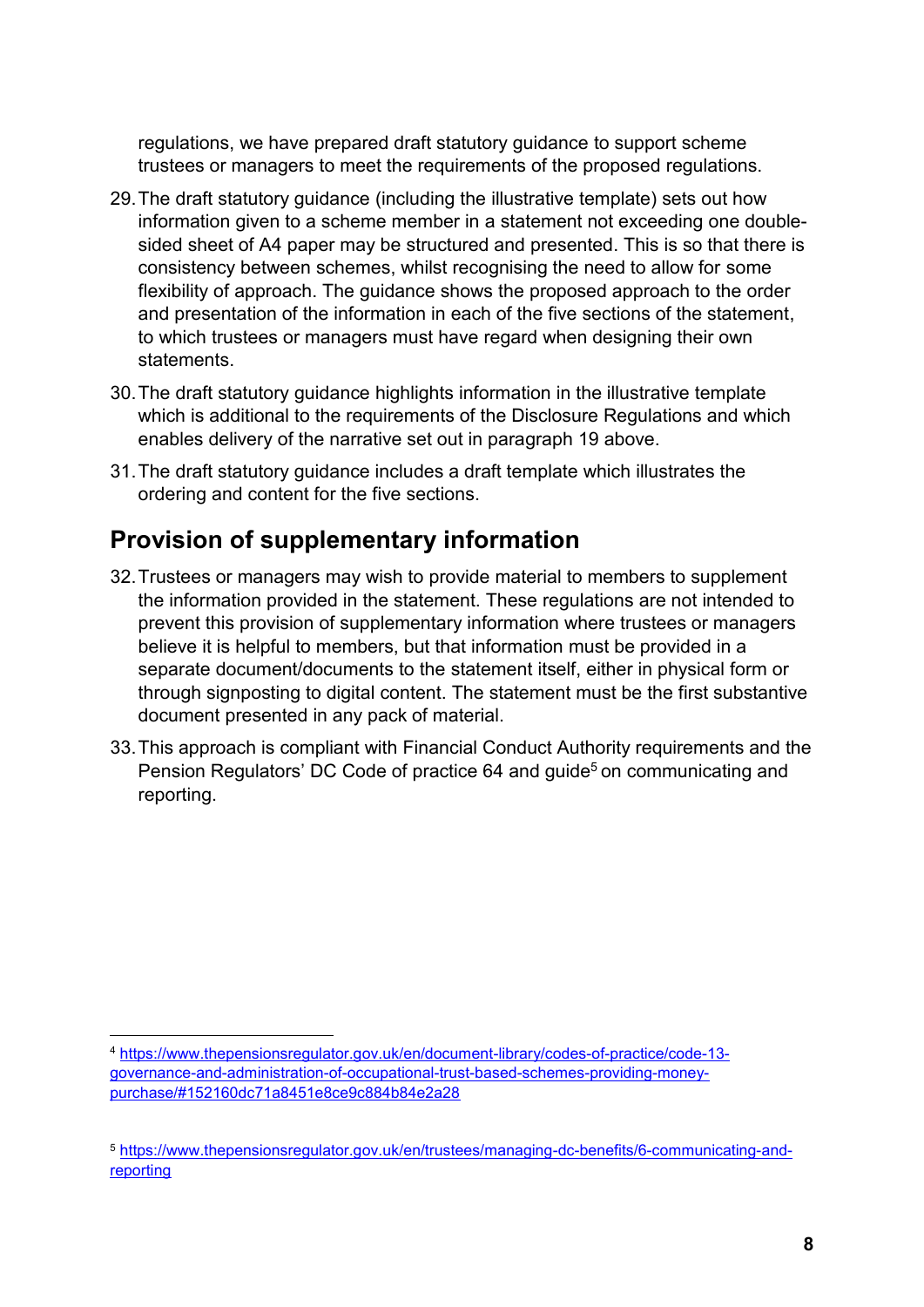regulations, we have prepared draft statutory guidance to support scheme trustees or managers to meet the requirements of the proposed regulations.

29. The draft statutory guidance (including the illustrative template) sets out how information given to a scheme member in a statement not exceeding one double-sided sheet of A4 paper may be structured and presented. This is so that there is consistency between schemes, whilst recognising the need to allow for some flexibility of approach. The guidance shows the proposed approach to the order and presentation of the information in each of the five sections of the statement, to which trustees or managers must have regard when designing their own statements.

30. The draft statutory guidance highlights information in the illustrative template which is additional to the requirements of the Disclosure Regulations and which enables delivery of the narrative set out in paragraph 19 above.

31. The draft statutory guidance includes a draft template which illustrates the ordering and content for the five sections.

## Provision of supplementary information

32. Trustees or managers may wish to provide material to members to supplement the information provided in the statement. These regulations are not intended to prevent this provision of supplementary information where trustees or managers believe it is helpful to members, but that information must be provided in a separate document/documents to the statement itself, either in physical form or through signposting to digital content. The statement must be the first substantive document presented in any pack of material.

33. This approach is compliant with Financial Conduct Authority requirements and the Pension Regulators' DC Code of practice 64 and guide[5] on communicating and reporting.

---

[4] https://www.thepensionsregulator.gov.uk/en/document-library/codes-of-practice/code-13-governance-and-administration-of-occupational-trust-based-schemes-providing-money-purchase/#152160dc71a8451e8ce9c884b84e2a28

[5] https://www.thepensionsregulator.gov.uk/en/trustees/managing-dc-benefits/6-communicating-and-reporting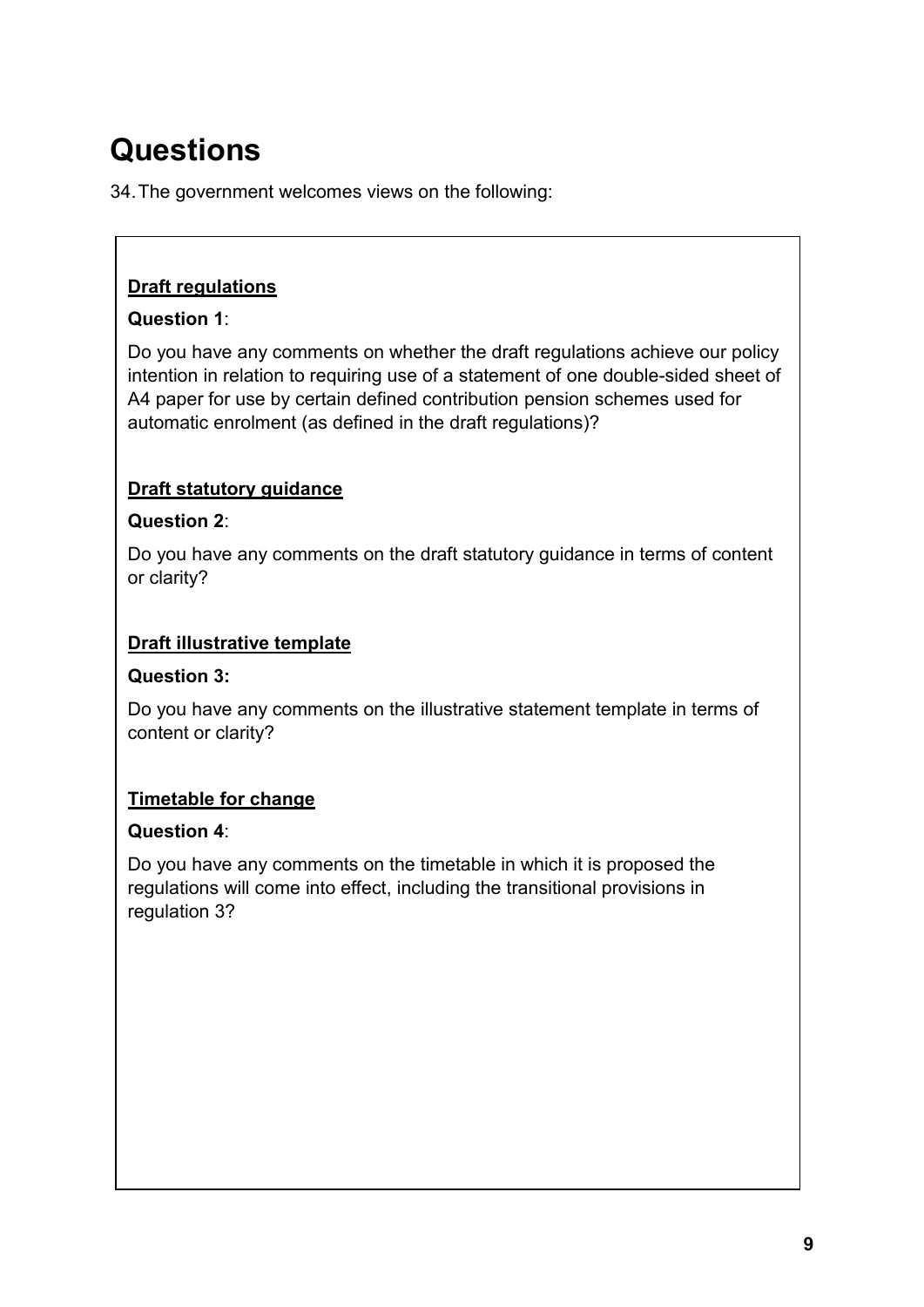# Questions

34. The government welcomes views on the following:

**Draft regulations**

**Question 1**:

Do you have any comments on whether the draft regulations achieve our policy intention in relation to requiring use of a statement of one double-sided sheet of A4 paper for use by certain defined contribution pension schemes used for automatic enrolment (as defined in the draft regulations)?

**Draft statutory guidance**

**Question 2**:

Do you have any comments on the draft statutory guidance in terms of content or clarity?

**Draft illustrative template**

**Question 3:**

Do you have any comments on the illustrative statement template in terms of content or clarity?

**Timetable for change**

**Question 4**:

Do you have any comments on the timetable in which it is proposed the regulations will come into effect, including the transitional provisions in regulation 3?